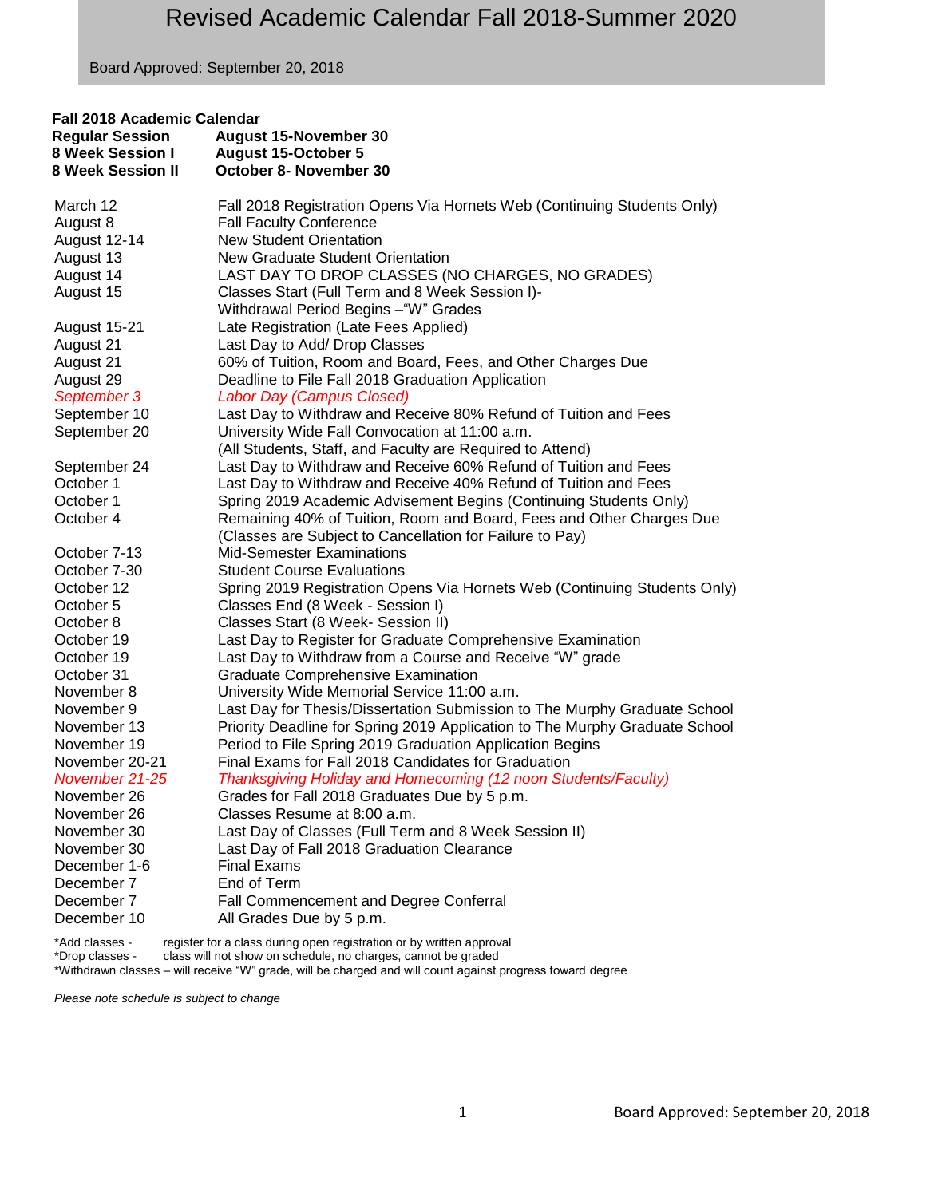# Revised Academic Calendar Fall 2018-Summer 2020

Board Approved: September 20, 2018

## Fall 2018 Academic Calendar

| | |
|---|---|
| **Regular Session** | **August 15-November 30** |
| **8 Week Session I** | **August 15-October 5** |
| **8 Week Session II** | **October 8- November 30** |

| | |
|---|---|
| March 12 | Fall 2018 Registration Opens Via Hornets Web (Continuing Students Only) |
| August 8 | Fall Faculty Conference |
| August 12-14 | New Student Orientation |
| August 13 | New Graduate Student Orientation |
| August 14 | LAST DAY TO DROP CLASSES (NO CHARGES, NO GRADES) |
| August 15 | Classes Start (Full Term and 8 Week Session I)- Withdrawal Period Begins –"W" Grades |
| August 15-21 | Late Registration (Late Fees Applied) |
| August 21 | Last Day to Add/ Drop Classes |
| August 21 | 60% of Tuition, Room and Board, Fees, and Other Charges Due |
| August 29 | Deadline to File Fall 2018 Graduation Application |
| *September 3* | *Labor Day (Campus Closed)* |
| September 10 | Last Day to Withdraw and Receive 80% Refund of Tuition and Fees |
| September 20 | University Wide Fall Convocation at 11:00 a.m. (All Students, Staff, and Faculty are Required to Attend) |
| September 24 | Last Day to Withdraw and Receive 60% Refund of Tuition and Fees |
| October 1 | Last Day to Withdraw and Receive 40% Refund of Tuition and Fees |
| October 1 | Spring 2019 Academic Advisement Begins (Continuing Students Only) |
| October 4 | Remaining 40% of Tuition, Room and Board, Fees and Other Charges Due (Classes are Subject to Cancellation for Failure to Pay) |
| October 7-13 | Mid-Semester Examinations |
| October 7-30 | Student Course Evaluations |
| October 12 | Spring 2019 Registration Opens Via Hornets Web (Continuing Students Only) |
| October 5 | Classes End (8 Week - Session I) |
| October 8 | Classes Start (8 Week- Session II) |
| October 19 | Last Day to Register for Graduate Comprehensive Examination |
| October 19 | Last Day to Withdraw from a Course and Receive "W" grade |
| October 31 | Graduate Comprehensive Examination |
| November 8 | University Wide Memorial Service 11:00 a.m. |
| November 9 | Last Day for Thesis/Dissertation Submission to The Murphy Graduate School |
| November 13 | Priority Deadline for Spring 2019 Application to The Murphy Graduate School |
| November 19 | Period to File Spring 2019 Graduation Application Begins |
| November 20-21 | Final Exams for Fall 2018 Candidates for Graduation |
| *November 21-25* | *Thanksgiving Holiday and Homecoming (12 noon Students/Faculty)* |
| November 26 | Grades for Fall 2018 Graduates Due by 5 p.m. |
| November 26 | Classes Resume at 8:00 a.m. |
| November 30 | Last Day of Classes (Full Term and 8 Week Session II) |
| November 30 | Last Day of Fall 2018 Graduation Clearance |
| December 1-6 | Final Exams |
| December 7 | End of Term |
| December 7 | Fall Commencement and Degree Conferral |
| December 10 | All Grades Due by 5 p.m. |

*Add classes - register for a class during open registration or by written approval
*Drop classes - class will not show on schedule, no charges, cannot be graded
*Withdrawn classes – will receive "W" grade, will be charged and will count against progress toward degree

*Please note schedule is subject to change*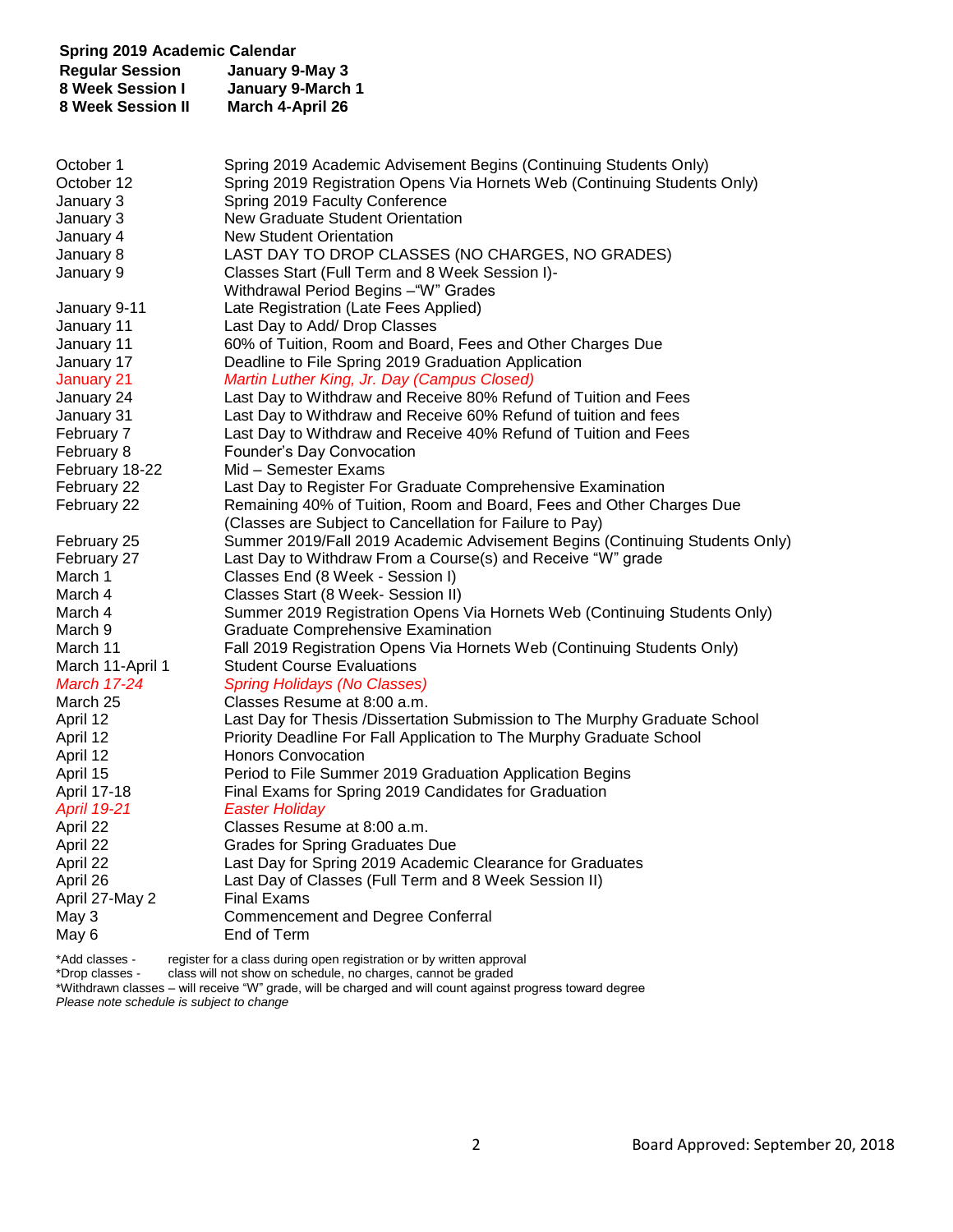**Spring 2019 Academic Calendar**

| | |
|---|---|
| **Regular Session** | **January 9-May 3** |
| **8 Week Session I** | **January 9-March 1** |
| **8 Week Session II** | **March 4-April 26** |

| | |
|---|---|
| October 1 | Spring 2019 Academic Advisement Begins (Continuing Students Only) |
| October 12 | Spring 2019 Registration Opens Via Hornets Web (Continuing Students Only) |
| January 3 | Spring 2019 Faculty Conference |
| January 3 | New Graduate Student Orientation |
| January 4 | New Student Orientation |
| January 8 | LAST DAY TO DROP CLASSES (NO CHARGES, NO GRADES) |
| January 9 | Classes Start (Full Term and 8 Week Session I)- Withdrawal Period Begins –"W" Grades |
| January 9-11 | Late Registration (Late Fees Applied) |
| January 11 | Last Day to Add/ Drop Classes |
| January 11 | 60% of Tuition, Room and Board, Fees and Other Charges Due |
| January 17 | Deadline to File Spring 2019 Graduation Application |
| January 21 | *Martin Luther King, Jr. Day (Campus Closed)* |
| January 24 | Last Day to Withdraw and Receive 80% Refund of Tuition and Fees |
| January 31 | Last Day to Withdraw and Receive 60% Refund of tuition and fees |
| February 7 | Last Day to Withdraw and Receive 40% Refund of Tuition and Fees |
| February 8 | Founder's Day Convocation |
| February 18-22 | Mid – Semester Exams |
| February 22 | Last Day to Register For Graduate Comprehensive Examination |
| February 22 | Remaining 40% of Tuition, Room and Board, Fees and Other Charges Due (Classes are Subject to Cancellation for Failure to Pay) |
| February 25 | Summer 2019/Fall 2019 Academic Advisement Begins (Continuing Students Only) |
| February 27 | Last Day to Withdraw From a Course(s) and Receive "W" grade |
| March 1 | Classes End (8 Week - Session I) |
| March 4 | Classes Start (8 Week- Session II) |
| March 4 | Summer 2019 Registration Opens Via Hornets Web (Continuing Students Only) |
| March 9 | Graduate Comprehensive Examination |
| March 11 | Fall 2019 Registration Opens Via Hornets Web (Continuing Students Only) |
| March 11-April 1 | Student Course Evaluations |
| *March 17-24* | *Spring Holidays (No Classes)* |
| March 25 | Classes Resume at 8:00 a.m. |
| April 12 | Last Day for Thesis /Dissertation Submission to The Murphy Graduate School |
| April 12 | Priority Deadline For Fall Application to The Murphy Graduate School |
| April 12 | Honors Convocation |
| April 15 | Period to File Summer 2019 Graduation Application Begins |
| April 17-18 | Final Exams for Spring 2019 Candidates for Graduation |
| *April 19-21* | *Easter Holiday* |
| April 22 | Classes Resume at 8:00 a.m. |
| April 22 | Grades for Spring Graduates Due |
| April 22 | Last Day for Spring 2019 Academic Clearance for Graduates |
| April 26 | Last Day of Classes (Full Term and 8 Week Session II) |
| April 27-May 2 | Final Exams |
| May 3 | Commencement and Degree Conferral |
| May 6 | End of Term |

*Add classes - register for a class during open registration or by written approval
*Drop classes - class will not show on schedule, no charges, cannot be graded
*Withdrawn classes – will receive "W" grade, will be charged and will count against progress toward degree
*Please note schedule is subject to change*

Board Approved: September 20, 2018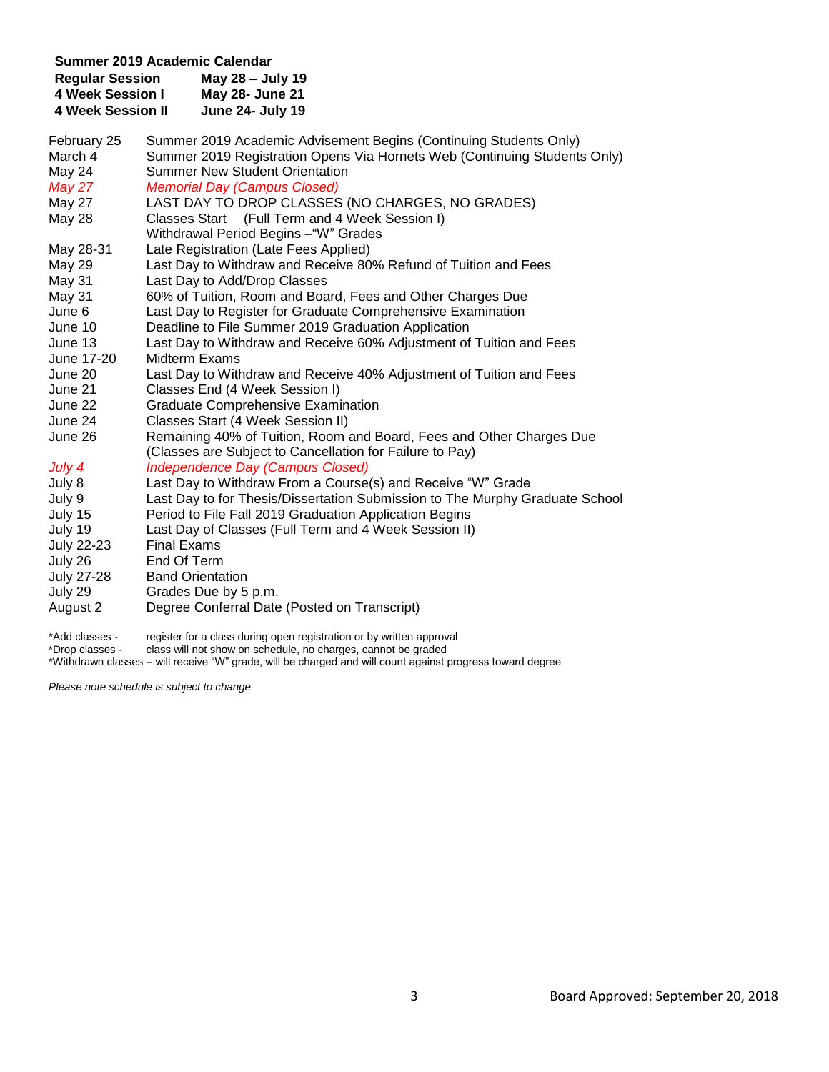**Summer 2019 Academic Calendar**

| | |
|---|---|
| **Regular Session** | **May 28 – July 19** |
| **4 Week Session I** | **May 28- June 21** |
| **4 Week Session II** | **June 24- July 19** |

| Date | Event |
|---|---|
| February 25 | Summer 2019 Academic Advisement Begins (Continuing Students Only) |
| March 4 | Summer 2019 Registration Opens Via Hornets Web (Continuing Students Only) |
| May 24 | Summer New Student Orientation |
| *May 27* | *Memorial Day (Campus Closed)* |
| May 27 | LAST DAY TO DROP CLASSES (NO CHARGES, NO GRADES) |
| May 28 | Classes Start (Full Term and 4 Week Session I)<br>Withdrawal Period Begins –"W" Grades |
| May 28-31 | Late Registration (Late Fees Applied) |
| May 29 | Last Day to Withdraw and Receive 80% Refund of Tuition and Fees |
| May 31 | Last Day to Add/Drop Classes |
| May 31 | 60% of Tuition, Room and Board, Fees and Other Charges Due |
| June 6 | Last Day to Register for Graduate Comprehensive Examination |
| June 10 | Deadline to File Summer 2019 Graduation Application |
| June 13 | Last Day to Withdraw and Receive 60% Adjustment of Tuition and Fees |
| June 17-20 | Midterm Exams |
| June 20 | Last Day to Withdraw and Receive 40% Adjustment of Tuition and Fees |
| June 21 | Classes End (4 Week Session I) |
| June 22 | Graduate Comprehensive Examination |
| June 24 | Classes Start (4 Week Session II) |
| June 26 | Remaining 40% of Tuition, Room and Board, Fees and Other Charges Due<br>(Classes are Subject to Cancellation for Failure to Pay) |
| *July 4* | *Independence Day (Campus Closed)* |
| July 8 | Last Day to Withdraw From a Course(s) and Receive "W" Grade |
| July 9 | Last Day to for Thesis/Dissertation Submission to The Murphy Graduate School |
| July 15 | Period to File Fall 2019 Graduation Application Begins |
| July 19 | Last Day of Classes (Full Term and 4 Week Session II) |
| July 22-23 | Final Exams |
| July 26 | End Of Term |
| July 27-28 | Band Orientation |
| July 29 | Grades Due by 5 p.m. |
| August 2 | Degree Conferral Date (Posted on Transcript) |

*Add classes - register for a class during open registration or by written approval
*Drop classes - class will not show on schedule, no charges, cannot be graded
*Withdrawn classes – will receive "W" grade, will be charged and will count against progress toward degree

*Please note schedule is subject to change*

Board Approved: September 20, 2018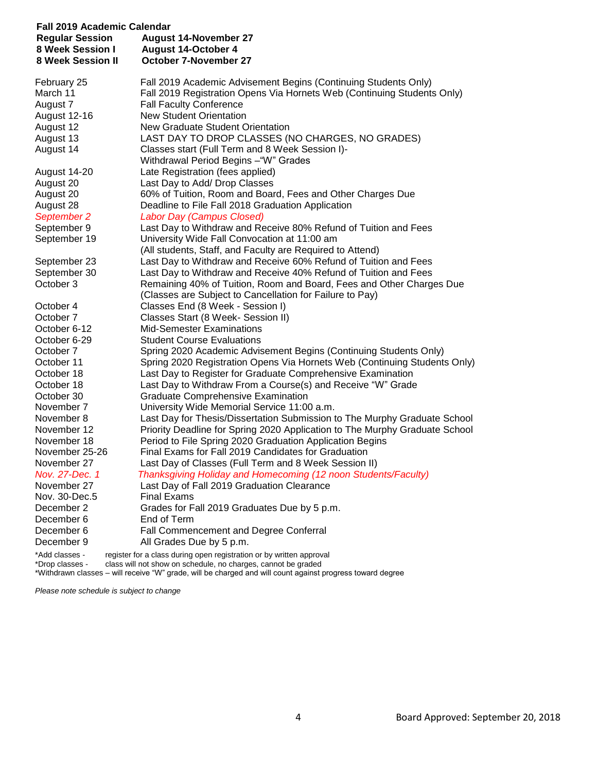**Fall 2019 Academic Calendar**

| **Regular Session** | **August 14-November 27** |
|---|---|
| **8 Week Session I** | **August 14-October 4** |
| **8 Week Session II** | **October 7-November 27** |

| Date | Event |
|---|---|
| February 25 | Fall 2019 Academic Advisement Begins (Continuing Students Only) |
| March 11 | Fall 2019 Registration Opens Via Hornets Web (Continuing Students Only) |
| August 7 | Fall Faculty Conference |
| August 12-16 | New Student Orientation |
| August 12 | New Graduate Student Orientation |
| August 13 | LAST DAY TO DROP CLASSES (NO CHARGES, NO GRADES) |
| August 14 | Classes start (Full Term and 8 Week Session I)- Withdrawal Period Begins –"W" Grades |
| August 14-20 | Late Registration (fees applied) |
| August 20 | Last Day to Add/ Drop Classes |
| August 20 | 60% of Tuition, Room and Board, Fees and Other Charges Due |
| August 28 | Deadline to File Fall 2018 Graduation Application |
| *September 2* | *Labor Day (Campus Closed)* |
| September 9 | Last Day to Withdraw and Receive 80% Refund of Tuition and Fees |
| September 19 | University Wide Fall Convocation at 11:00 am (All students, Staff, and Faculty are Required to Attend) |
| September 23 | Last Day to Withdraw and Receive 60% Refund of Tuition and Fees |
| September 30 | Last Day to Withdraw and Receive 40% Refund of Tuition and Fees |
| October 3 | Remaining 40% of Tuition, Room and Board, Fees and Other Charges Due (Classes are Subject to Cancellation for Failure to Pay) |
| October 4 | Classes End (8 Week - Session I) |
| October 7 | Classes Start (8 Week- Session II) |
| October 6-12 | Mid-Semester Examinations |
| October 6-29 | Student Course Evaluations |
| October 7 | Spring 2020 Academic Advisement Begins (Continuing Students Only) |
| October 11 | Spring 2020 Registration Opens Via Hornets Web (Continuing Students Only) |
| October 18 | Last Day to Register for Graduate Comprehensive Examination |
| October 18 | Last Day to Withdraw From a Course(s) and Receive "W" Grade |
| October 30 | Graduate Comprehensive Examination |
| November 7 | University Wide Memorial Service 11:00 a.m. |
| November 8 | Last Day for Thesis/Dissertation Submission to The Murphy Graduate School |
| November 12 | Priority Deadline for Spring 2020 Application to The Murphy Graduate School |
| November 18 | Period to File Spring 2020 Graduation Application Begins |
| November 25-26 | Final Exams for Fall 2019 Candidates for Graduation |
| November 27 | Last Day of Classes (Full Term and 8 Week Session II) |
| *Nov. 27-Dec. 1* | *Thanksgiving Holiday and Homecoming (12 noon Students/Faculty)* |
| November 27 | Last Day of Fall 2019 Graduation Clearance |
| Nov. 30-Dec.5 | Final Exams |
| December 2 | Grades for Fall 2019 Graduates Due by 5 p.m. |
| December 6 | End of Term |
| December 6 | Fall Commencement and Degree Conferral |
| December 9 | All Grades Due by 5 p.m. |

*Add classes - register for a class during open registration or by written approval
*Drop classes - class will not show on schedule, no charges, cannot be graded
*Withdrawn classes – will receive "W" grade, will be charged and will count against progress toward degree

*Please note schedule is subject to change*

Board Approved: September 20, 2018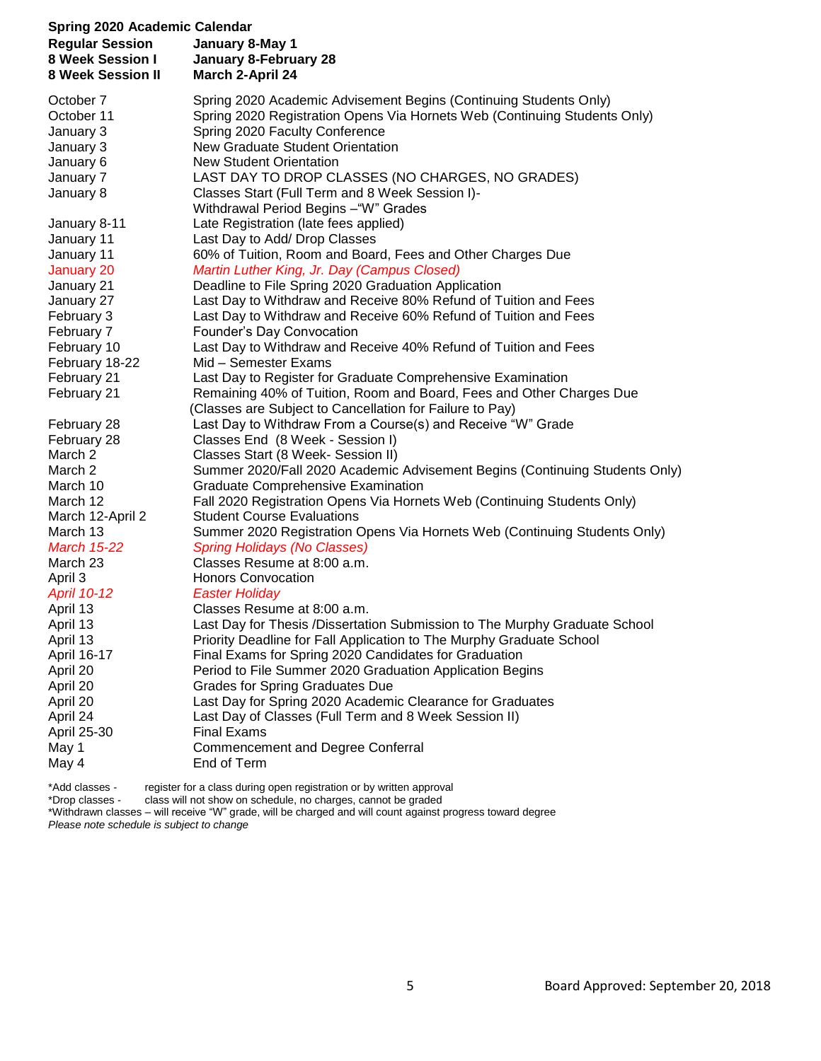**Spring 2020 Academic Calendar**

| | |
|---|---|
| **Regular Session** | **January 8-May 1** |
| **8 Week Session I** | **January 8-February 28** |
| **8 Week Session II** | **March 2-April 24** |

| | |
|---|---|
| October 7 | Spring 2020 Academic Advisement Begins (Continuing Students Only) |
| October 11 | Spring 2020 Registration Opens Via Hornets Web (Continuing Students Only) |
| January 3 | Spring 2020 Faculty Conference |
| January 3 | New Graduate Student Orientation |
| January 6 | New Student Orientation |
| January 7 | LAST DAY TO DROP CLASSES (NO CHARGES, NO GRADES) |
| January 8 | Classes Start (Full Term and 8 Week Session I)- Withdrawal Period Begins –"W" Grades |
| January 8-11 | Late Registration (late fees applied) |
| January 11 | Last Day to Add/ Drop Classes |
| January 11 | 60% of Tuition, Room and Board, Fees and Other Charges Due |
| *January 20* | *Martin Luther King, Jr. Day (Campus Closed)* |
| January 21 | Deadline to File Spring 2020 Graduation Application |
| January 27 | Last Day to Withdraw and Receive 80% Refund of Tuition and Fees |
| February 3 | Last Day to Withdraw and Receive 60% Refund of Tuition and Fees |
| February 7 | Founder's Day Convocation |
| February 10 | Last Day to Withdraw and Receive 40% Refund of Tuition and Fees |
| February 18-22 | Mid – Semester Exams |
| February 21 | Last Day to Register for Graduate Comprehensive Examination |
| February 21 | Remaining 40% of Tuition, Room and Board, Fees and Other Charges Due (Classes are Subject to Cancellation for Failure to Pay) |
| February 28 | Last Day to Withdraw From a Course(s) and Receive "W" Grade |
| February 28 | Classes End (8 Week - Session I) |
| March 2 | Classes Start (8 Week- Session II) |
| March 2 | Summer 2020/Fall 2020 Academic Advisement Begins (Continuing Students Only) |
| March 10 | Graduate Comprehensive Examination |
| March 12 | Fall 2020 Registration Opens Via Hornets Web (Continuing Students Only) |
| March 12-April 2 | Student Course Evaluations |
| March 13 | Summer 2020 Registration Opens Via Hornets Web (Continuing Students Only) |
| *March 15-22* | *Spring Holidays (No Classes)* |
| March 23 | Classes Resume at 8:00 a.m. |
| April 3 | Honors Convocation |
| *April 10-12* | *Easter Holiday* |
| April 13 | Classes Resume at 8:00 a.m. |
| April 13 | Last Day for Thesis /Dissertation Submission to The Murphy Graduate School |
| April 13 | Priority Deadline for Fall Application to The Murphy Graduate School |
| April 16-17 | Final Exams for Spring 2020 Candidates for Graduation |
| April 20 | Period to File Summer 2020 Graduation Application Begins |
| April 20 | Grades for Spring Graduates Due |
| April 20 | Last Day for Spring 2020 Academic Clearance for Graduates |
| April 24 | Last Day of Classes (Full Term and 8 Week Session II) |
| April 25-30 | Final Exams |
| May 1 | Commencement and Degree Conferral |
| May 4 | End of Term |

*Add classes - register for a class during open registration or by written approval
*Drop classes - class will not show on schedule, no charges, cannot be graded
*Withdrawn classes – will receive "W" grade, will be charged and will count against progress toward degree
*Please note schedule is subject to change*

Board Approved: September 20, 2018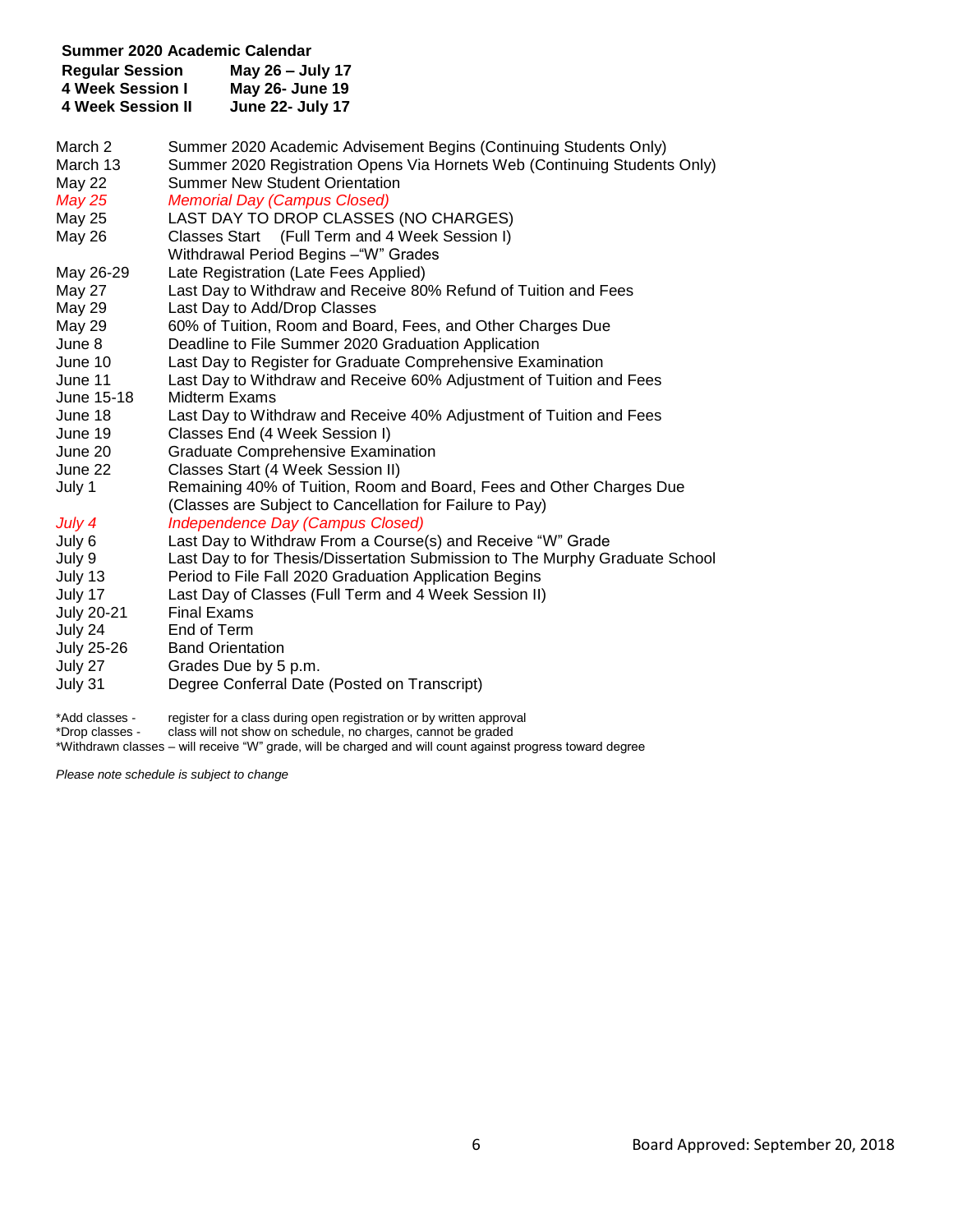**Summer 2020 Academic Calendar**

| | |
|---|---|
| **Regular Session** | **May 26 – July 17** |
| **4 Week Session I** | **May 26- June 19** |
| **4 Week Session II** | **June 22- July 17** |

| | |
|---|---|
| March 2 | Summer 2020 Academic Advisement Begins (Continuing Students Only) |
| March 13 | Summer 2020 Registration Opens Via Hornets Web (Continuing Students Only) |
| May 22 | Summer New Student Orientation |
| *May 25* | *Memorial Day (Campus Closed)* |
| May 25 | LAST DAY TO DROP CLASSES (NO CHARGES) |
| May 26 | Classes Start (Full Term and 4 Week Session I) Withdrawal Period Begins –"W" Grades |
| May 26-29 | Late Registration (Late Fees Applied) |
| May 27 | Last Day to Withdraw and Receive 80% Refund of Tuition and Fees |
| May 29 | Last Day to Add/Drop Classes |
| May 29 | 60% of Tuition, Room and Board, Fees, and Other Charges Due |
| June 8 | Deadline to File Summer 2020 Graduation Application |
| June 10 | Last Day to Register for Graduate Comprehensive Examination |
| June 11 | Last Day to Withdraw and Receive 60% Adjustment of Tuition and Fees |
| June 15-18 | Midterm Exams |
| June 18 | Last Day to Withdraw and Receive 40% Adjustment of Tuition and Fees |
| June 19 | Classes End (4 Week Session I) |
| June 20 | Graduate Comprehensive Examination |
| June 22 | Classes Start (4 Week Session II) |
| July 1 | Remaining 40% of Tuition, Room and Board, Fees and Other Charges Due (Classes are Subject to Cancellation for Failure to Pay) |
| *July 4* | *Independence Day (Campus Closed)* |
| July 6 | Last Day to Withdraw From a Course(s) and Receive "W" Grade |
| July 9 | Last Day to for Thesis/Dissertation Submission to The Murphy Graduate School |
| July 13 | Period to File Fall 2020 Graduation Application Begins |
| July 17 | Last Day of Classes (Full Term and 4 Week Session II) |
| July 20-21 | Final Exams |
| July 24 | End of Term |
| July 25-26 | Band Orientation |
| July 27 | Grades Due by 5 p.m. |
| July 31 | Degree Conferral Date (Posted on Transcript) |

*Add classes - register for a class during open registration or by written approval
*Drop classes - class will not show on schedule, no charges, cannot be graded
*Withdrawn classes – will receive "W" grade, will be charged and will count against progress toward degree

*Please note schedule is subject to change*

Board Approved: September 20, 2018